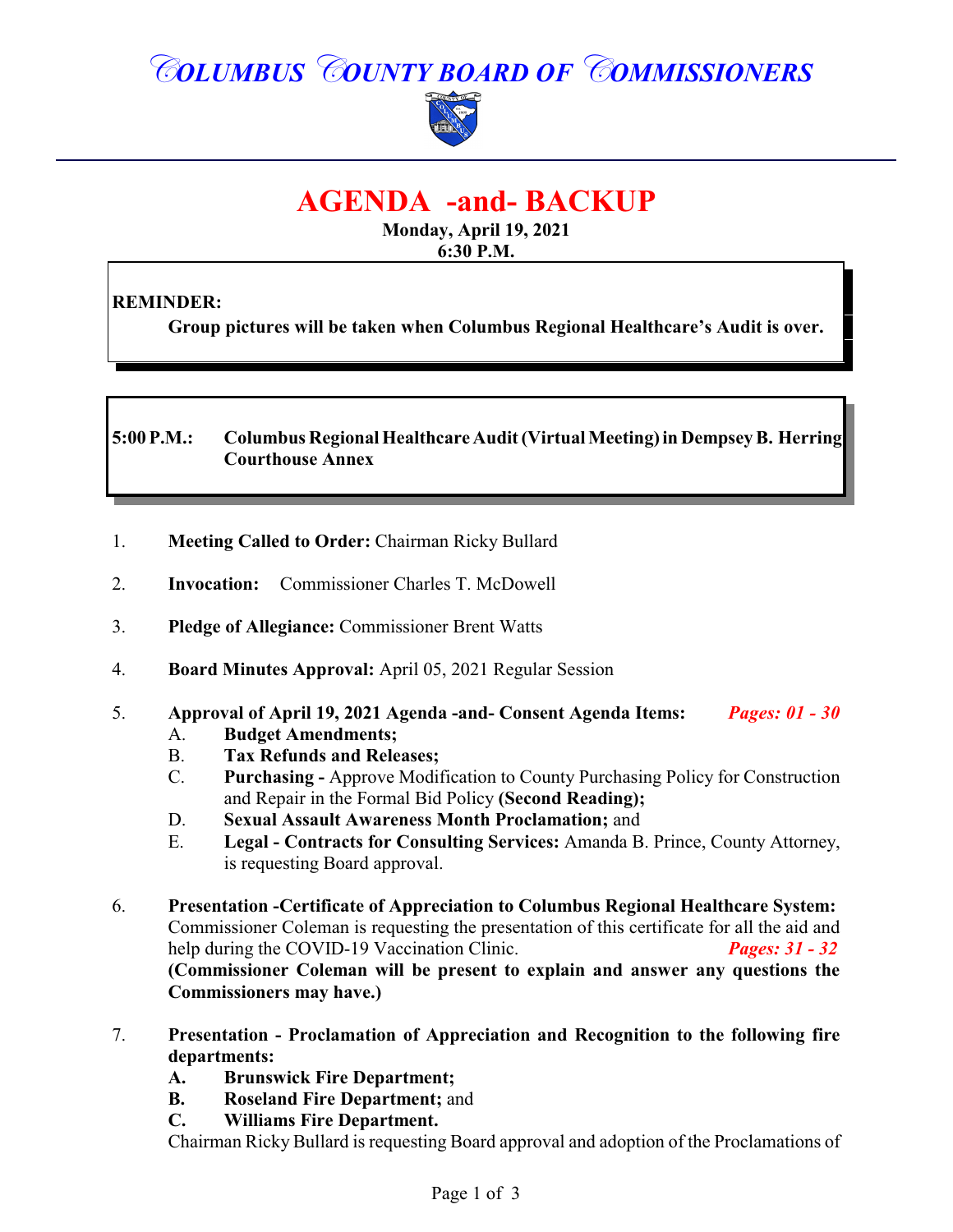# COLUMBUS COUNTY BOARD OF COMMISSIONERS

# AGENDA -and- BACKUP

**Monday, April 19, 2021**
**6:30 P.M.**

**REMINDER:**
**Group pictures will be taken when Columbus Regional Healthcare's Audit is over.**

**5:00 P.M.: Columbus Regional Healthcare Audit (Virtual Meeting) in Dempsey B. Herring Courthouse Annex**

1. **Meeting Called to Order:** Chairman Ricky Bullard

2. **Invocation:** Commissioner Charles T. McDowell

3. **Pledge of Allegiance:** Commissioner Brent Watts

4. **Board Minutes Approval:** April 05, 2021 Regular Session

5. **Approval of April 19, 2021 Agenda -and- Consent Agenda Items:** ***Pages: 01 - 30***
   - A. **Budget Amendments;**
   - B. **Tax Refunds and Releases;**
   - C. **Purchasing -** Approve Modification to County Purchasing Policy for Construction and Repair in the Formal Bid Policy **(Second Reading);**
   - D. **Sexual Assault Awareness Month Proclamation;** and
   - E. **Legal - Contracts for Consulting Services:** Amanda B. Prince, County Attorney, is requesting Board approval.

6. **Presentation -Certificate of Appreciation to Columbus Regional Healthcare System:** Commissioner Coleman is requesting the presentation of this certificate for all the aid and help during the COVID-19 Vaccination Clinic. ***Pages: 31 - 32***
   **(Commissioner Coleman will be present to explain and answer any questions the Commissioners may have.)**

7. **Presentation - Proclamation of Appreciation and Recognition to the following fire departments:**
   - **A. Brunswick Fire Department;**
   - **B. Roseland Fire Department;** and
   - **C. Williams Fire Department.**

   Chairman Ricky Bullard is requesting Board approval and adoption of the Proclamations of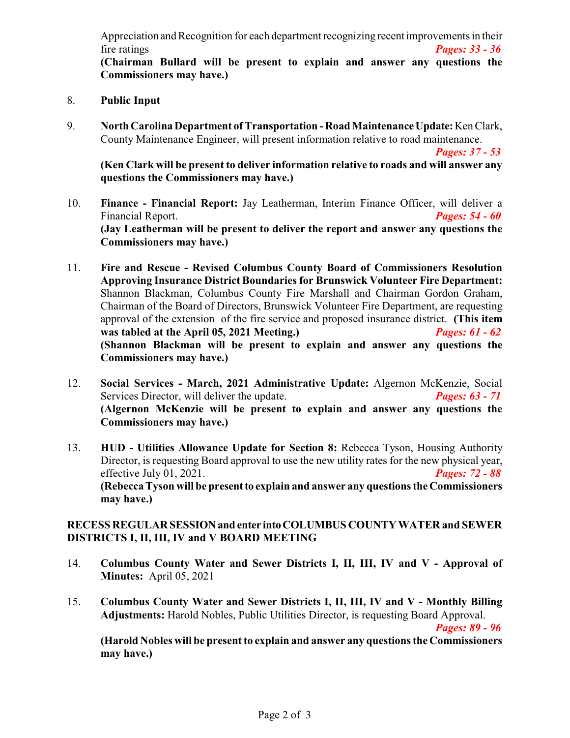Appreciation and Recognition for each department recognizing recent improvements in their fire ratings *Pages: 33 - 36*
**(Chairman Bullard will be present to explain and answer any questions the Commissioners may have.)**

8. **Public Input**

9. **North Carolina Department of Transportation - Road Maintenance Update:** Ken Clark, County Maintenance Engineer, will present information relative to road maintenance. *Pages: 37 - 53*
**(Ken Clark will be present to deliver information relative to roads and will answer any questions the Commissioners may have.)**

10. **Finance - Financial Report:** Jay Leatherman, Interim Finance Officer, will deliver a Financial Report. *Pages: 54 - 60*
**(Jay Leatherman will be present to deliver the report and answer any questions the Commissioners may have.)**

11. **Fire and Rescue - Revised Columbus County Board of Commissioners Resolution Approving Insurance District Boundaries for Brunswick Volunteer Fire Department:** Shannon Blackman, Columbus County Fire Marshall and Chairman Gordon Graham, Chairman of the Board of Directors, Brunswick Volunteer Fire Department, are requesting approval of the extension of the fire service and proposed insurance district. **(This item was tabled at the April 05, 2021 Meeting.)** *Pages: 61 - 62*
**(Shannon Blackman will be present to explain and answer any questions the Commissioners may have.)**

12. **Social Services - March, 2021 Administrative Update:** Algernon McKenzie, Social Services Director, will deliver the update. *Pages: 63 - 71*
**(Algernon McKenzie will be present to explain and answer any questions the Commissioners may have.)**

13. **HUD - Utilities Allowance Update for Section 8:** Rebecca Tyson, Housing Authority Director, is requesting Board approval to use the new utility rates for the new physical year, effective July 01, 2021. *Pages: 72 - 88*
**(Rebecca Tyson will be present to explain and answer any questions the Commissioners may have.)**

**RECESS REGULAR SESSION and enter into COLUMBUS COUNTY WATER and SEWER DISTRICTS I, II, III, IV and V BOARD MEETING**

14. **Columbus County Water and Sewer Districts I, II, III, IV and V - Approval of Minutes:** April 05, 2021

15. **Columbus County Water and Sewer Districts I, II, III, IV and V - Monthly Billing Adjustments:** Harold Nobles, Public Utilities Director, is requesting Board Approval. *Pages: 89 - 96*
**(Harold Nobles will be present to explain and answer any questions the Commissioners may have.)**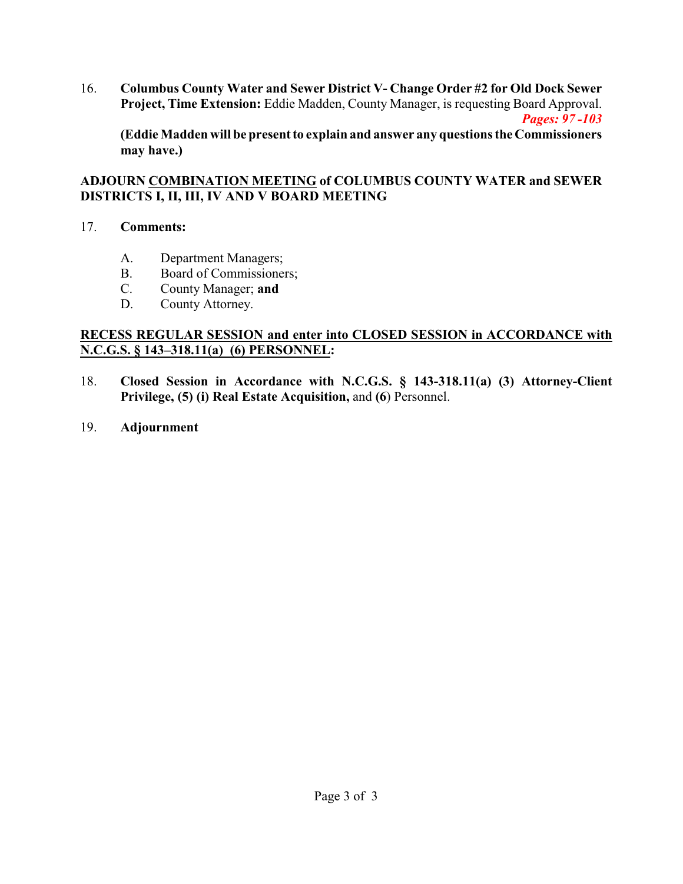16. **Columbus County Water and Sewer District V- Change Order #2 for Old Dock Sewer Project, Time Extension:** Eddie Madden, County Manager, is requesting Board Approval. ***Pages: 97 -103***

    **(Eddie Madden will be present to explain and answer any questions the Commissioners may have.)**

**ADJOURN COMBINATION MEETING of COLUMBUS COUNTY WATER and SEWER DISTRICTS I, II, III, IV AND V BOARD MEETING**

17. **Comments:**

    A. Department Managers;
    B. Board of Commissioners;
    C. County Manager; **and**
    D. County Attorney.

**RECESS REGULAR SESSION and enter into CLOSED SESSION in ACCORDANCE with N.C.G.S. § 143–318.11(a) (6) PERSONNEL:**

18. **Closed Session in Accordance with N.C.G.S. § 143-318.11(a) (3) Attorney-Client Privilege, (5) (i) Real Estate Acquisition,** and **(6**) Personnel.

19. **Adjournment**